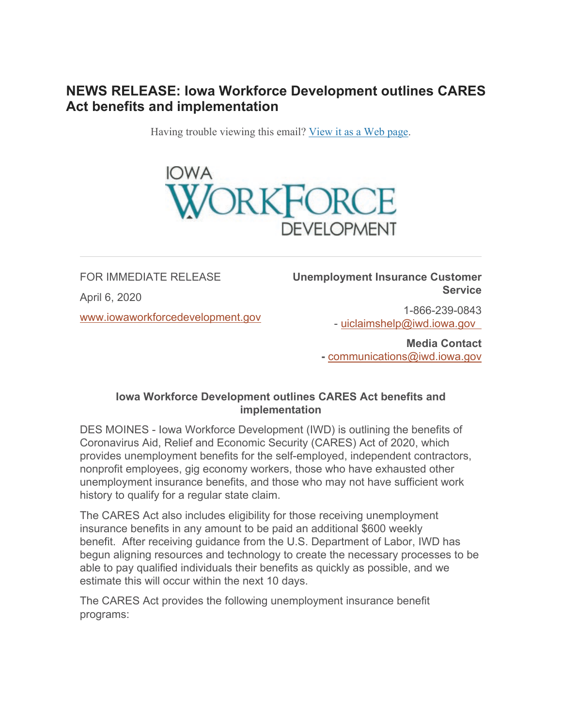# NEWS RELEASE: Iowa Workforce Development outlines CARES Act benefits and implementation

Having trouble viewing this email? [View it as a Web page](#).

IOWA WORKFORCE DEVELOPMENT

---

FOR IMMEDIATE RELEASE

April 6, 2020

[www.iowaworkforcedevelopment.gov](http://www.iowaworkforcedevelopment.gov)

**Unemployment Insurance Customer Service**

1-866-239-0843 - [uiclaimshelp@iwd.iowa.gov](mailto:uiclaimshelp@iwd.iowa.gov)

**Media Contact** - [communications@iwd.iowa.gov](mailto:communications@iwd.iowa.gov)

## Iowa Workforce Development outlines CARES Act benefits and implementation

DES MOINES - Iowa Workforce Development (IWD) is outlining the benefits of Coronavirus Aid, Relief and Economic Security (CARES) Act of 2020, which provides unemployment benefits for the self-employed, independent contractors, nonprofit employees, gig economy workers, those who have exhausted other unemployment insurance benefits, and those who may not have sufficient work history to qualify for a regular state claim.

The CARES Act also includes eligibility for those receiving unemployment insurance benefits in any amount to be paid an additional $600 weekly benefit. After receiving guidance from the U.S. Department of Labor, IWD has begun aligning resources and technology to create the necessary processes to be able to pay qualified individuals their benefits as quickly as possible, and we estimate this will occur within the next 10 days.

The CARES Act provides the following unemployment insurance benefit programs: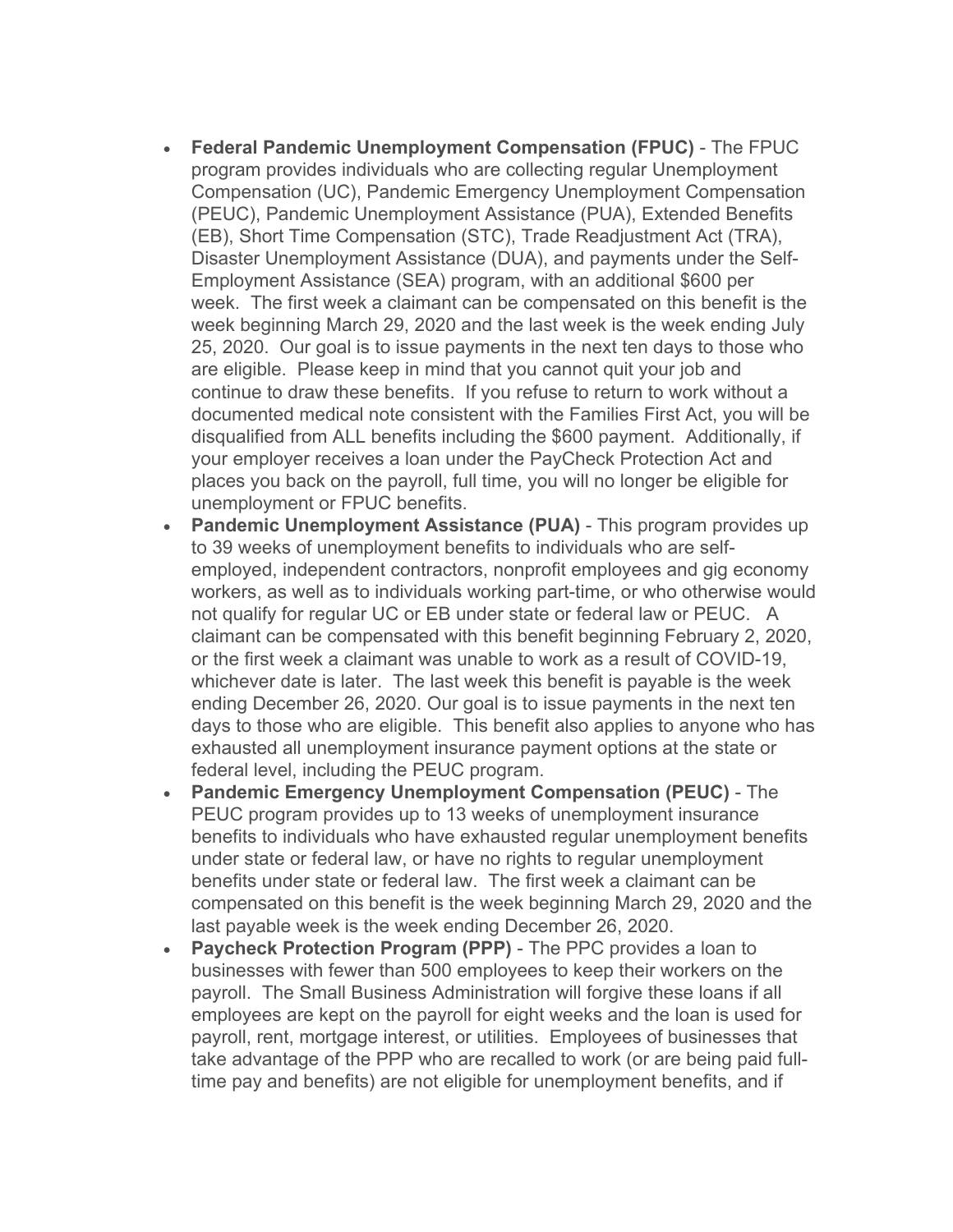- **Federal Pandemic Unemployment Compensation (FPUC)** - The FPUC program provides individuals who are collecting regular Unemployment Compensation (UC), Pandemic Emergency Unemployment Compensation (PEUC), Pandemic Unemployment Assistance (PUA), Extended Benefits (EB), Short Time Compensation (STC), Trade Readjustment Act (TRA), Disaster Unemployment Assistance (DUA), and payments under the Self-Employment Assistance (SEA) program, with an additional $600 per week. The first week a claimant can be compensated on this benefit is the week beginning March 29, 2020 and the last week is the week ending July 25, 2020. Our goal is to issue payments in the next ten days to those who are eligible. Please keep in mind that you cannot quit your job and continue to draw these benefits. If you refuse to return to work without a documented medical note consistent with the Families First Act, you will be disqualified from ALL benefits including the $600 payment. Additionally, if your employer receives a loan under the PayCheck Protection Act and places you back on the payroll, full time, you will no longer be eligible for unemployment or FPUC benefits.
- **Pandemic Unemployment Assistance (PUA)** - This program provides up to 39 weeks of unemployment benefits to individuals who are self-employed, independent contractors, nonprofit employees and gig economy workers, as well as to individuals working part-time, or who otherwise would not qualify for regular UC or EB under state or federal law or PEUC. A claimant can be compensated with this benefit beginning February 2, 2020, or the first week a claimant was unable to work as a result of COVID-19, whichever date is later. The last week this benefit is payable is the week ending December 26, 2020. Our goal is to issue payments in the next ten days to those who are eligible. This benefit also applies to anyone who has exhausted all unemployment insurance payment options at the state or federal level, including the PEUC program.
- **Pandemic Emergency Unemployment Compensation (PEUC)** - The PEUC program provides up to 13 weeks of unemployment insurance benefits to individuals who have exhausted regular unemployment benefits under state or federal law, or have no rights to regular unemployment benefits under state or federal law. The first week a claimant can be compensated on this benefit is the week beginning March 29, 2020 and the last payable week is the week ending December 26, 2020.
- **Paycheck Protection Program (PPP)** - The PPC provides a loan to businesses with fewer than 500 employees to keep their workers on the payroll. The Small Business Administration will forgive these loans if all employees are kept on the payroll for eight weeks and the loan is used for payroll, rent, mortgage interest, or utilities. Employees of businesses that take advantage of the PPP who are recalled to work (or are being paid full-time pay and benefits) are not eligible for unemployment benefits, and if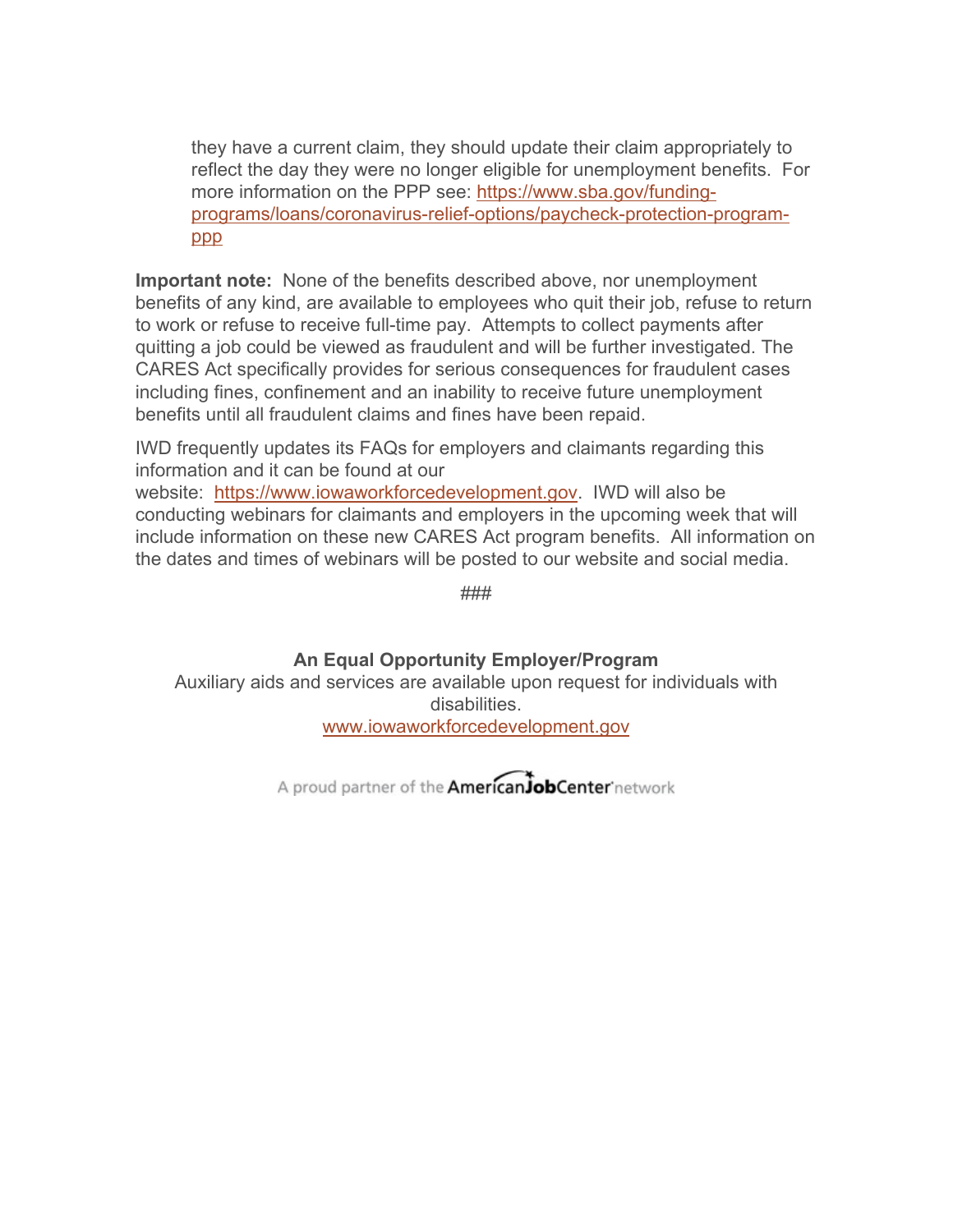they have a current claim, they should update their claim appropriately to reflect the day they were no longer eligible for unemployment benefits. For more information on the PPP see: https://www.sba.gov/funding-programs/loans/coronavirus-relief-options/paycheck-protection-program-ppp

**Important note:** None of the benefits described above, nor unemployment benefits of any kind, are available to employees who quit their job, refuse to return to work or refuse to receive full-time pay. Attempts to collect payments after quitting a job could be viewed as fraudulent and will be further investigated. The CARES Act specifically provides for serious consequences for fraudulent cases including fines, confinement and an inability to receive future unemployment benefits until all fraudulent claims and fines have been repaid.

IWD frequently updates its FAQs for employers and claimants regarding this information and it can be found at our website: https://www.iowaworkforcedevelopment.gov. IWD will also be conducting webinars for claimants and employers in the upcoming week that will include information on these new CARES Act program benefits. All information on the dates and times of webinars will be posted to our website and social media.

###

**An Equal Opportunity Employer/Program**

Auxiliary aids and services are available upon request for individuals with disabilities.

www.iowaworkforcedevelopment.gov

A proud partner of the AmericanJobCenter network